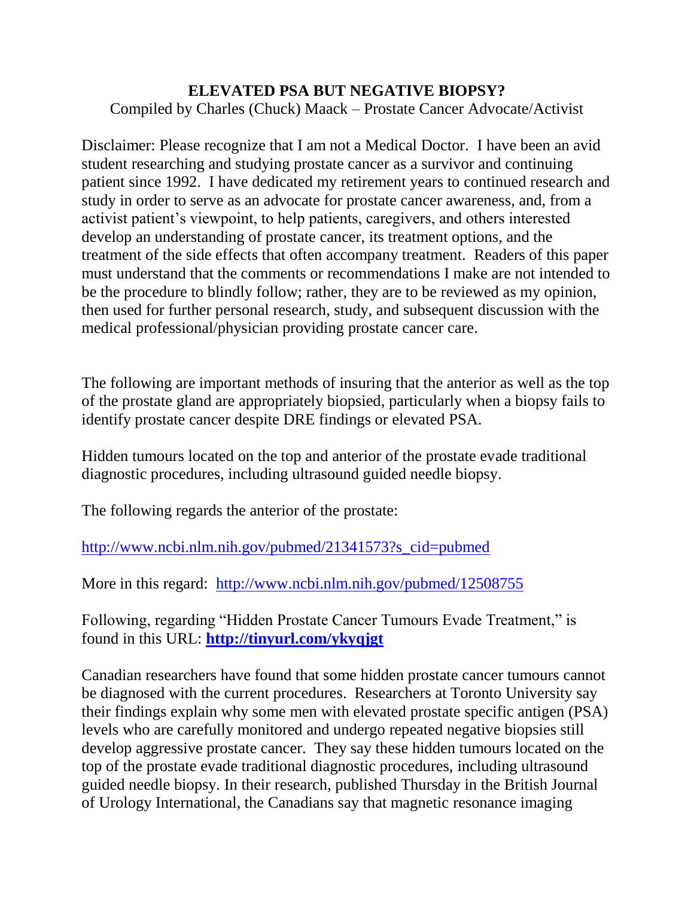# ELEVATED PSA BUT NEGATIVE BIOPSY?

Compiled by Charles (Chuck) Maack – Prostate Cancer Advocate/Activist

Disclaimer: Please recognize that I am not a Medical Doctor. I have been an avid student researching and studying prostate cancer as a survivor and continuing patient since 1992. I have dedicated my retirement years to continued research and study in order to serve as an advocate for prostate cancer awareness, and, from a activist patient's viewpoint, to help patients, caregivers, and others interested develop an understanding of prostate cancer, its treatment options, and the treatment of the side effects that often accompany treatment. Readers of this paper must understand that the comments or recommendations I make are not intended to be the procedure to blindly follow; rather, they are to be reviewed as my opinion, then used for further personal research, study, and subsequent discussion with the medical professional/physician providing prostate cancer care.

The following are important methods of insuring that the anterior as well as the top of the prostate gland are appropriately biopsied, particularly when a biopsy fails to identify prostate cancer despite DRE findings or elevated PSA.

Hidden tumours located on the top and anterior of the prostate evade traditional diagnostic procedures, including ultrasound guided needle biopsy.

The following regards the anterior of the prostate:

http://www.ncbi.nlm.nih.gov/pubmed/21341573?s_cid=pubmed

More in this regard: http://www.ncbi.nlm.nih.gov/pubmed/12508755

Following, regarding "Hidden Prostate Cancer Tumours Evade Treatment," is found in this URL: **http://tinyurl.com/ykyqjgt**

Canadian researchers have found that some hidden prostate cancer tumours cannot be diagnosed with the current procedures. Researchers at Toronto University say their findings explain why some men with elevated prostate specific antigen (PSA) levels who are carefully monitored and undergo repeated negative biopsies still develop aggressive prostate cancer. They say these hidden tumours located on the top of the prostate evade traditional diagnostic procedures, including ultrasound guided needle biopsy. In their research, published Thursday in the British Journal of Urology International, the Canadians say that magnetic resonance imaging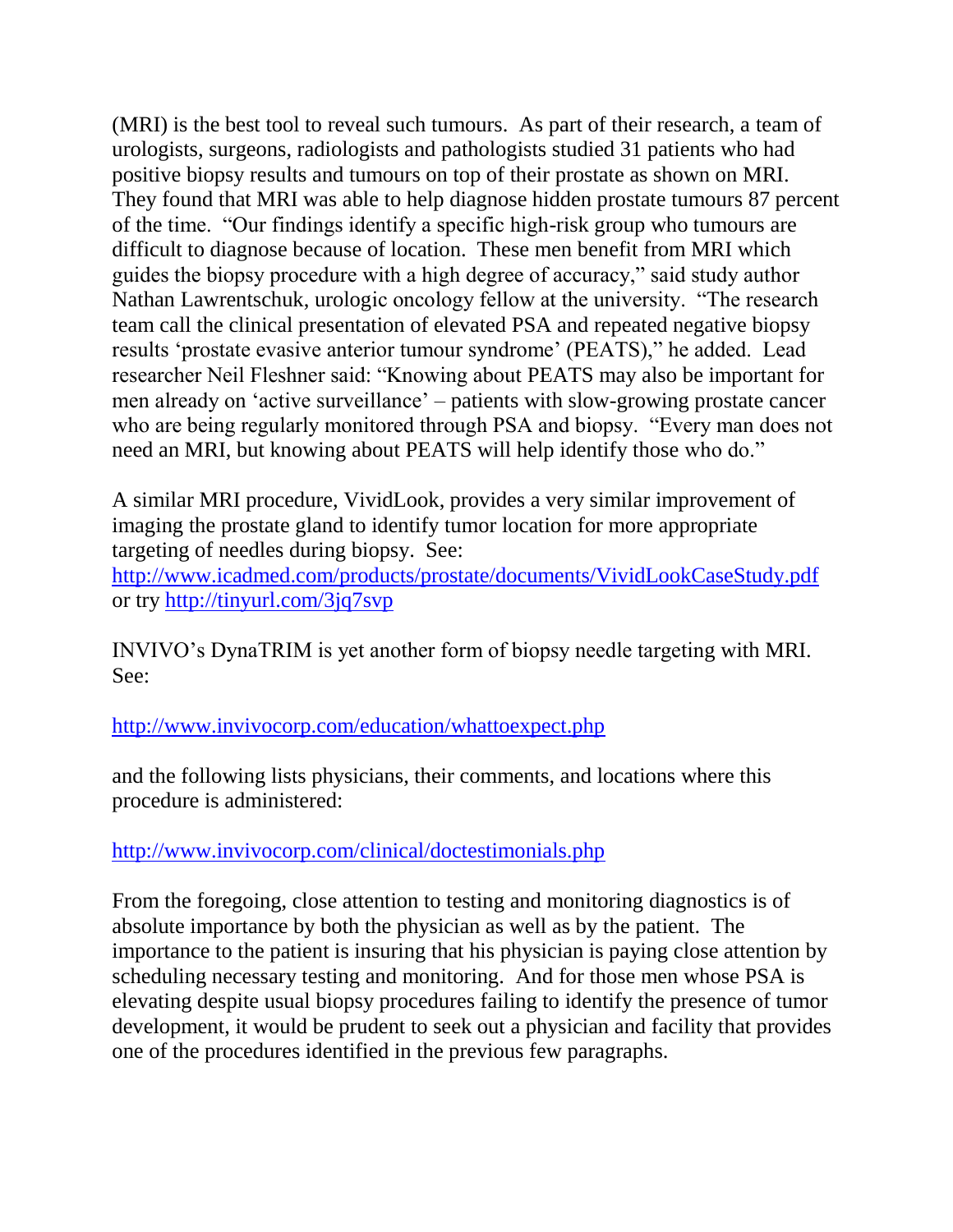(MRI) is the best tool to reveal such tumours. As part of their research, a team of urologists, surgeons, radiologists and pathologists studied 31 patients who had positive biopsy results and tumours on top of their prostate as shown on MRI. They found that MRI was able to help diagnose hidden prostate tumours 87 percent of the time. "Our findings identify a specific high-risk group who tumours are difficult to diagnose because of location. These men benefit from MRI which guides the biopsy procedure with a high degree of accuracy," said study author Nathan Lawrentschuk, urologic oncology fellow at the university. "The research team call the clinical presentation of elevated PSA and repeated negative biopsy results 'prostate evasive anterior tumour syndrome' (PEATS)," he added. Lead researcher Neil Fleshner said: "Knowing about PEATS may also be important for men already on 'active surveillance' – patients with slow-growing prostate cancer who are being regularly monitored through PSA and biopsy. "Every man does not need an MRI, but knowing about PEATS will help identify those who do."

A similar MRI procedure, VividLook, provides a very similar improvement of imaging the prostate gland to identify tumor location for more appropriate targeting of needles during biopsy. See:
http://www.icadmed.com/products/prostate/documents/VividLookCaseStudy.pdf
or try http://tinyurl.com/3jq7svp

INVIVO's DynaTRIM is yet another form of biopsy needle targeting with MRI. See:

http://www.invivocorp.com/education/whattoexpect.php

and the following lists physicians, their comments, and locations where this procedure is administered:

http://www.invivocorp.com/clinical/doctestimonials.php

From the foregoing, close attention to testing and monitoring diagnostics is of absolute importance by both the physician as well as by the patient. The importance to the patient is insuring that his physician is paying close attention by scheduling necessary testing and monitoring. And for those men whose PSA is elevating despite usual biopsy procedures failing to identify the presence of tumor development, it would be prudent to seek out a physician and facility that provides one of the procedures identified in the previous few paragraphs.